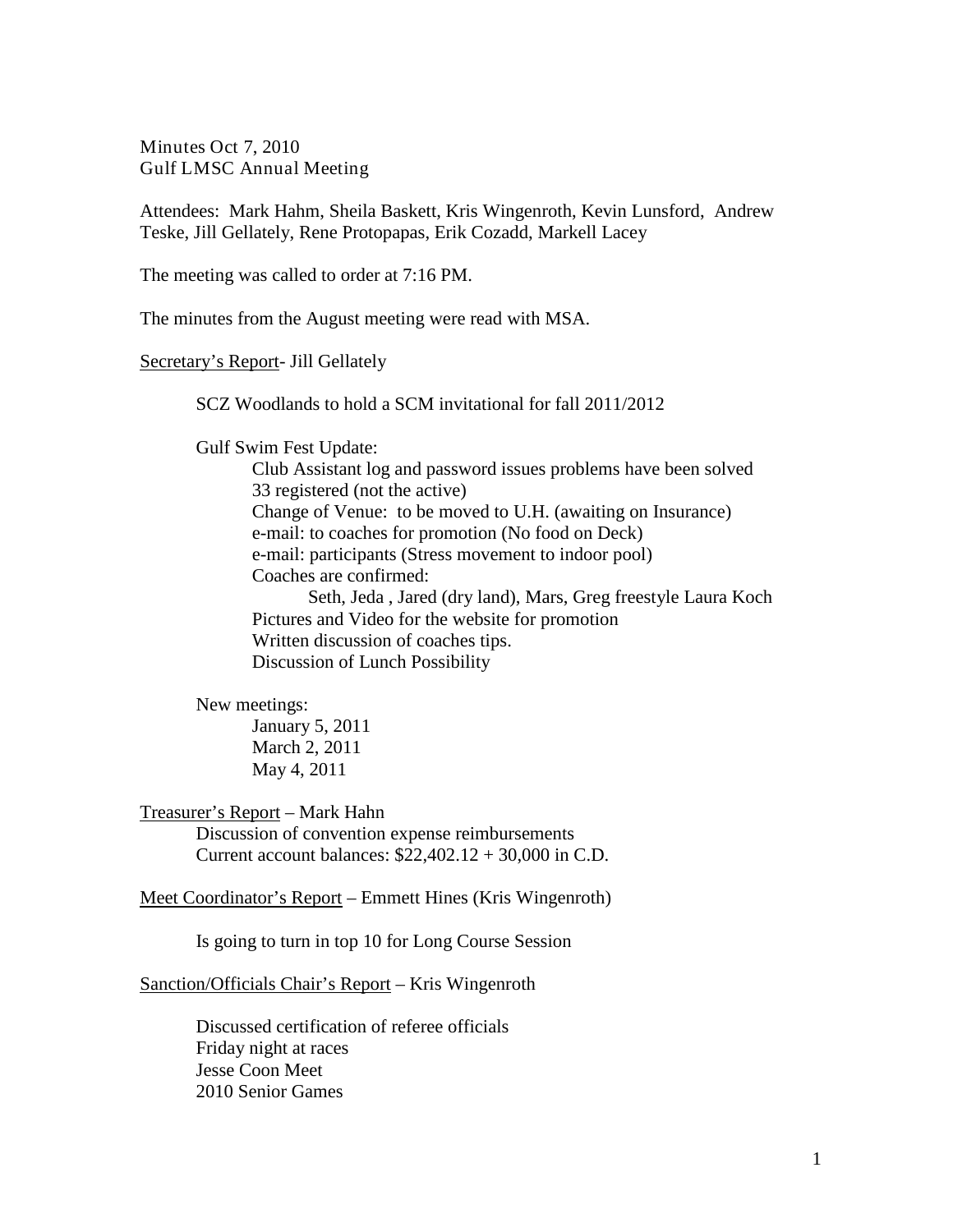Minutes Oct 7, 2010
Gulf LMSC Annual Meeting

Attendees: Mark Hahm, Sheila Baskett, Kris Wingenroth, Kevin Lunsford, Andrew Teske, Jill Gellately, Rene Protopapas, Erik Cozadd, Markell Lacey

The meeting was called to order at 7:16 PM.

The minutes from the August meeting were read with MSA.

<u>Secretary's Report</u>- Jill Gellately

SCZ Woodlands to hold a SCM invitational for fall 2011/2012

Gulf Swim Fest Update:

- Club Assistant log and password issues problems have been solved
- 33 registered (not the active)
- Change of Venue: to be moved to U.H. (awaiting on Insurance)
- e-mail: to coaches for promotion (No food on Deck)
- e-mail: participants (Stress movement to indoor pool)
- Coaches are confirmed:
  - Seth, Jeda , Jared (dry land), Mars, Greg freestyle Laura Koch
- Pictures and Video for the website for promotion
- Written discussion of coaches tips.
- Discussion of Lunch Possibility

New meetings:

- January 5, 2011
- March 2, 2011
- May 4, 2011

<u>Treasurer's Report</u> – Mark Hahn

Discussion of convention expense reimbursements
Current account balances: $22,402.12 + 30,000 in C.D.

<u>Meet Coordinator's Report</u> – Emmett Hines (Kris Wingenroth)

Is going to turn in top 10 for Long Course Session

<u>Sanction/Officials Chair's Report</u> – Kris Wingenroth

Discussed certification of referee officials
Friday night at races
Jesse Coon Meet
2010 Senior Games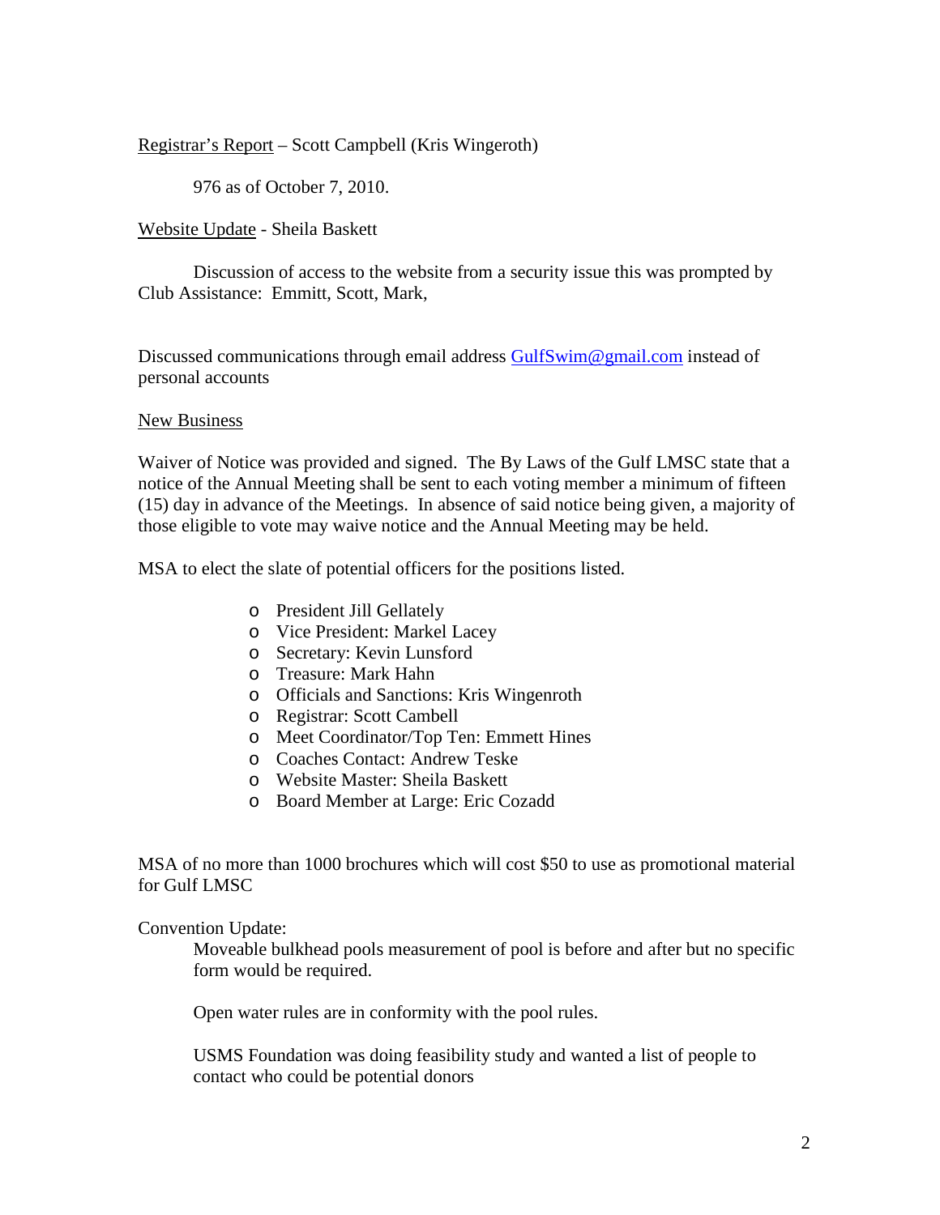Registrar's Report – Scott Campbell (Kris Wingeroth)

976 as of October 7, 2010.

Website Update - Sheila Baskett

Discussion of access to the website from a security issue this was prompted by Club Assistance: Emmitt, Scott, Mark,

Discussed communications through email address GulfSwim@gmail.com instead of personal accounts

New Business

Waiver of Notice was provided and signed. The By Laws of the Gulf LMSC state that a notice of the Annual Meeting shall be sent to each voting member a minimum of fifteen (15) day in advance of the Meetings. In absence of said notice being given, a majority of those eligible to vote may waive notice and the Annual Meeting may be held.

MSA to elect the slate of potential officers for the positions listed.

- President Jill Gellately
- Vice President: Markel Lacey
- Secretary: Kevin Lunsford
- Treasure: Mark Hahn
- Officials and Sanctions: Kris Wingenroth
- Registrar: Scott Cambell
- Meet Coordinator/Top Ten: Emmett Hines
- Coaches Contact: Andrew Teske
- Website Master: Sheila Baskett
- Board Member at Large: Eric Cozadd

MSA of no more than 1000 brochures which will cost $50 to use as promotional material for Gulf LMSC

Convention Update:

Moveable bulkhead pools measurement of pool is before and after but no specific form would be required.

Open water rules are in conformity with the pool rules.

USMS Foundation was doing feasibility study and wanted a list of people to contact who could be potential donors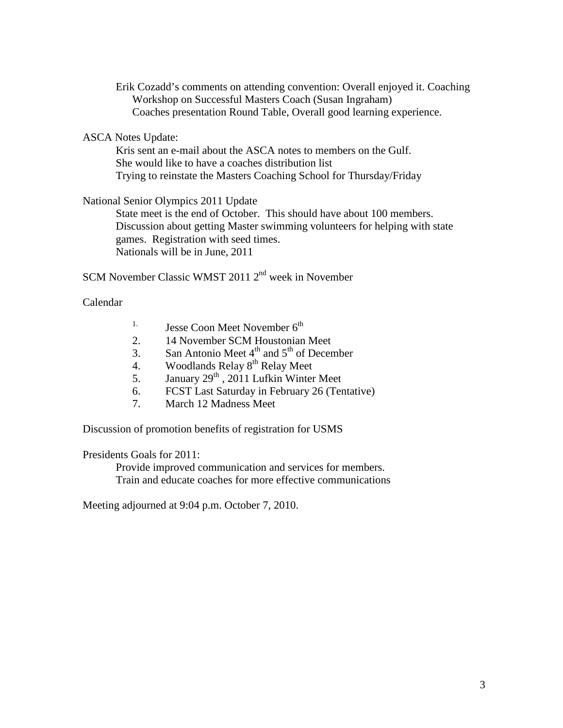Erik Cozadd's comments on attending convention: Overall enjoyed it. Coaching Workshop on Successful Masters Coach (Susan Ingraham)
Coaches presentation Round Table, Overall good learning experience.

ASCA Notes Update:

Kris sent an e-mail about the ASCA notes to members on the Gulf.
She would like to have a coaches distribution list
Trying to reinstate the Masters Coaching School for Thursday/Friday

National Senior Olympics 2011 Update

State meet is the end of October. This should have about 100 members.
Discussion about getting Master swimming volunteers for helping with state games. Registration with seed times.
Nationals will be in June, 2011

SCM November Classic WMST 2011 2nd week in November

Calendar

1. Jesse Coon Meet November 6th
2. 14 November SCM Houstonian Meet
3. San Antonio Meet 4th and 5th of December
4. Woodlands Relay 8th Relay Meet
5. January 29th , 2011 Lufkin Winter Meet
6. FCST Last Saturday in February 26 (Tentative)
7. March 12 Madness Meet

Discussion of promotion benefits of registration for USMS

Presidents Goals for 2011:

Provide improved communication and services for members.
Train and educate coaches for more effective communications

Meeting adjourned at 9:04 p.m. October 7, 2010.